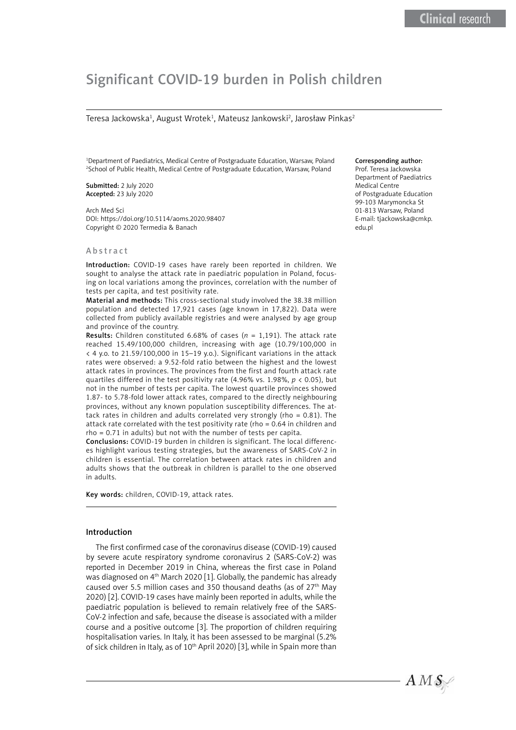# Significant COVID-19 burden in Polish children

Teresa Jackowska[1], August Wrotek[1], Mateusz Jankowski[2], Jarosław Pinkas[2]

[1]Department of Paediatrics, Medical Centre of Postgraduate Education, Warsaw, Poland
[2]School of Public Health, Medical Centre of Postgraduate Education, Warsaw, Poland

**Submitted:** 2 July 2020
**Accepted:** 23 July 2020

Arch Med Sci
DOI: https://doi.org/10.5114/aoms.2020.98407
Copyright © 2020 Termedia & Banach

**Corresponding author:**
Prof. Teresa Jackowska
Department of Paediatrics
Medical Centre
of Postgraduate Education
99-103 Marymoncka St
01-813 Warsaw, Poland
E-mail: tjackowska@cmkp.edu.pl

## Abstract

**Introduction:** COVID-19 cases have rarely been reported in children. We sought to analyse the attack rate in paediatric population in Poland, focusing on local variations among the provinces, correlation with the number of tests per capita, and test positivity rate.

**Material and methods:** This cross-sectional study involved the 38.38 million population and detected 17,921 cases (age known in 17,822). Data were collected from publicly available registries and were analysed by age group and province of the country.

**Results:** Children constituted 6.68% of cases ($n$ = 1,191). The attack rate reached 15.49/100,000 children, increasing with age (10.79/100,000 in < 4 y.o. to 21.59/100,000 in 15–19 y.o.). Significant variations in the attack rates were observed: a 9.52-fold ratio between the highest and the lowest attack rates in provinces. The provinces from the first and fourth attack rate quartiles differed in the test positivity rate (4.96% vs. 1.98%, $p < 0.05$), but not in the number of tests per capita. The lowest quartile provinces showed 1.87- to 5.78-fold lower attack rates, compared to the directly neighbouring provinces, without any known population susceptibility differences. The attack rates in children and adults correlated very strongly (rho = 0.81). The attack rate correlated with the test positivity rate (rho = 0.64 in children and rho = 0.71 in adults) but not with the number of tests per capita.

**Conclusions:** COVID-19 burden in children is significant. The local differences highlight various testing strategies, but the awareness of SARS-CoV-2 in children is essential. The correlation between attack rates in children and adults shows that the outbreak in children is parallel to the one observed in adults.

**Key words:** children, COVID-19, attack rates.

## Introduction

The first confirmed case of the coronavirus disease (COVID-19) caused by severe acute respiratory syndrome coronavirus 2 (SARS-CoV-2) was reported in December 2019 in China, whereas the first case in Poland was diagnosed on 4th March 2020 [1]. Globally, the pandemic has already caused over 5.5 million cases and 350 thousand deaths (as of 27th May 2020) [2]. COVID-19 cases have mainly been reported in adults, while the paediatric population is believed to remain relatively free of the SARS-CoV-2 infection and safe, because the disease is associated with a milder course and a positive outcome [3]. The proportion of children requiring hospitalisation varies. In Italy, it has been assessed to be marginal (5.2% of sick children in Italy, as of 10th April 2020) [3], while in Spain more than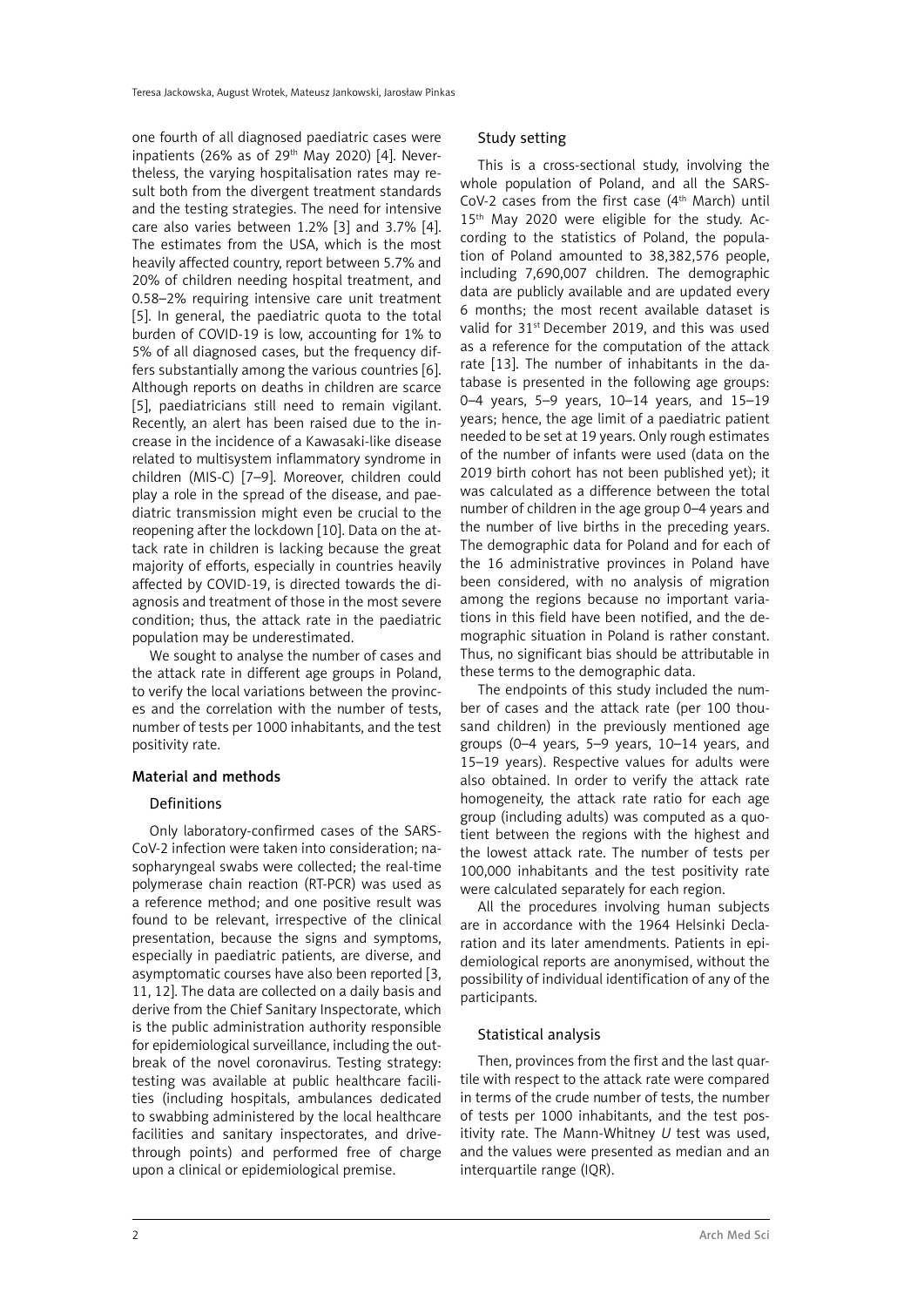one fourth of all diagnosed paediatric cases were inpatients (26% as of 29th May 2020) [4]. Nevertheless, the varying hospitalisation rates may result both from the divergent treatment standards and the testing strategies. The need for intensive care also varies between 1.2% [3] and 3.7% [4]. The estimates from the USA, which is the most heavily affected country, report between 5.7% and 20% of children needing hospital treatment, and 0.58–2% requiring intensive care unit treatment [5]. In general, the paediatric quota to the total burden of COVID-19 is low, accounting for 1% to 5% of all diagnosed cases, but the frequency differs substantially among the various countries [6]. Although reports on deaths in children are scarce [5], paediatricians still need to remain vigilant. Recently, an alert has been raised due to the increase in the incidence of a Kawasaki-like disease related to multisystem inflammatory syndrome in children (MIS-C) [7–9]. Moreover, children could play a role in the spread of the disease, and paediatric transmission might even be crucial to the reopening after the lockdown [10]. Data on the attack rate in children is lacking because the great majority of efforts, especially in countries heavily affected by COVID-19, is directed towards the diagnosis and treatment of those in the most severe condition; thus, the attack rate in the paediatric population may be underestimated.

We sought to analyse the number of cases and the attack rate in different age groups in Poland, to verify the local variations between the provinces and the correlation with the number of tests, number of tests per 1000 inhabitants, and the test positivity rate.

## Material and methods

### Definitions

Only laboratory-confirmed cases of the SARS-CoV-2 infection were taken into consideration; nasopharyngeal swabs were collected; the real-time polymerase chain reaction (RT-PCR) was used as a reference method; and one positive result was found to be relevant, irrespective of the clinical presentation, because the signs and symptoms, especially in paediatric patients, are diverse, and asymptomatic courses have also been reported [3, 11, 12]. The data are collected on a daily basis and derive from the Chief Sanitary Inspectorate, which is the public administration authority responsible for epidemiological surveillance, including the outbreak of the novel coronavirus. Testing strategy: testing was available at public healthcare facilities (including hospitals, ambulances dedicated to swabbing administered by the local healthcare facilities and sanitary inspectorates, and drive-through points) and performed free of charge upon a clinical or epidemiological premise.

### Study setting

This is a cross-sectional study, involving the whole population of Poland, and all the SARS-CoV-2 cases from the first case (4th March) until 15th May 2020 were eligible for the study. According to the statistics of Poland, the population of Poland amounted to 38,382,576 people, including 7,690,007 children. The demographic data are publicly available and are updated every 6 months; the most recent available dataset is valid for 31st December 2019, and this was used as a reference for the computation of the attack rate [13]. The number of inhabitants in the database is presented in the following age groups: 0–4 years, 5–9 years, 10–14 years, and 15–19 years; hence, the age limit of a paediatric patient needed to be set at 19 years. Only rough estimates of the number of infants were used (data on the 2019 birth cohort has not been published yet); it was calculated as a difference between the total number of children in the age group 0–4 years and the number of live births in the preceding years. The demographic data for Poland and for each of the 16 administrative provinces in Poland have been considered, with no analysis of migration among the regions because no important variations in this field have been notified, and the demographic situation in Poland is rather constant. Thus, no significant bias should be attributable in these terms to the demographic data.

The endpoints of this study included the number of cases and the attack rate (per 100 thousand children) in the previously mentioned age groups (0–4 years, 5–9 years, 10–14 years, and 15–19 years). Respective values for adults were also obtained. In order to verify the attack rate homogeneity, the attack rate ratio for each age group (including adults) was computed as a quotient between the regions with the highest and the lowest attack rate. The number of tests per 100,000 inhabitants and the test positivity rate were calculated separately for each region.

All the procedures involving human subjects are in accordance with the 1964 Helsinki Declaration and its later amendments. Patients in epidemiological reports are anonymised, without the possibility of individual identification of any of the participants.

### Statistical analysis

Then, provinces from the first and the last quartile with respect to the attack rate were compared in terms of the crude number of tests, the number of tests per 1000 inhabitants, and the test positivity rate. The Mann-Whitney *U* test was used, and the values were presented as median and an interquartile range (IQR).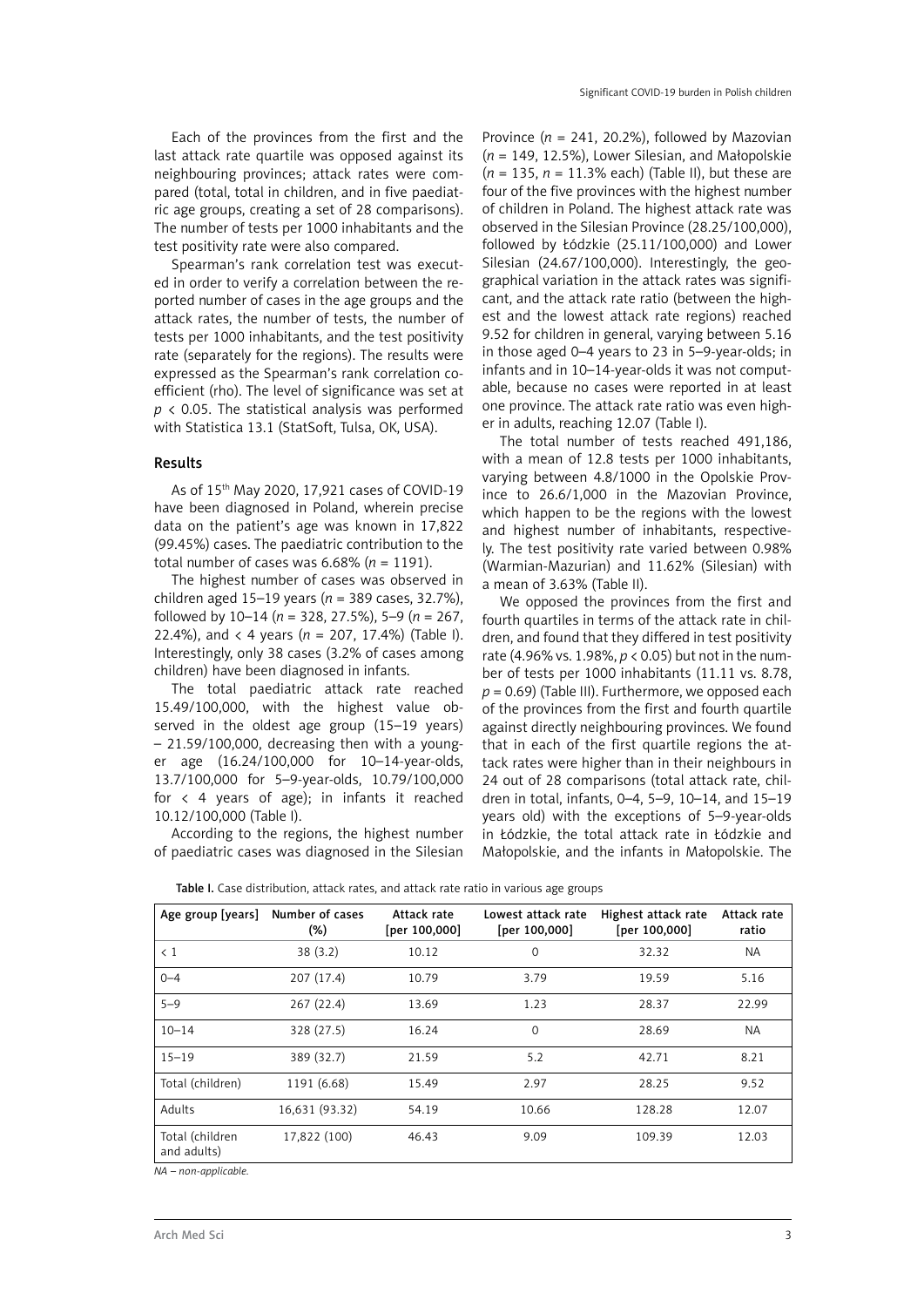Each of the provinces from the first and the last attack rate quartile was opposed against its neighbouring provinces; attack rates were compared (total, total in children, and in five paediatric age groups, creating a set of 28 comparisons). The number of tests per 1000 inhabitants and the test positivity rate were also compared.

Spearman's rank correlation test was executed in order to verify a correlation between the reported number of cases in the age groups and the attack rates, the number of tests, the number of tests per 1000 inhabitants, and the test positivity rate (separately for the regions). The results were expressed as the Spearman's rank correlation coefficient (rho). The level of significance was set at $p < 0.05$. The statistical analysis was performed with Statistica 13.1 (StatSoft, Tulsa, OK, USA).

## Results

As of 15th May 2020, 17,921 cases of COVID-19 have been diagnosed in Poland, wherein precise data on the patient's age was known in 17,822 (99.45%) cases. The paediatric contribution to the total number of cases was 6.68% ($n = 1191$).

The highest number of cases was observed in children aged 15–19 years ($n = 389$ cases, 32.7%), followed by 10–14 ($n = 328$, 27.5%), 5–9 ($n = 267$, 22.4%), and < 4 years ($n = 207$, 17.4%) (Table I). Interestingly, only 38 cases (3.2% of cases among children) have been diagnosed in infants.

The total paediatric attack rate reached 15.49/100,000, with the highest value observed in the oldest age group (15–19 years) – 21.59/100,000, decreasing then with a younger age (16.24/100,000 for 10–14-year-olds, 13.7/100,000 for 5–9-year-olds, 10.79/100,000 for < 4 years of age); in infants it reached 10.12/100,000 (Table I).

According to the regions, the highest number of paediatric cases was diagnosed in the Silesian Province ($n = 241$, 20.2%), followed by Mazovian ($n = 149$, 12.5%), Lower Silesian, and Małopolskie ($n = 135$, $n = 11.3$% each) (Table II), but these are four of the five provinces with the highest number of children in Poland. The highest attack rate was observed in the Silesian Province (28.25/100,000), followed by Łódzkie (25.11/100,000) and Lower Silesian (24.67/100,000). Interestingly, the geographical variation in the attack rates was significant, and the attack rate ratio (between the highest and the lowest attack rate regions) reached 9.52 for children in general, varying between 5.16 in those aged 0–4 years to 23 in 5–9-year-olds; in infants and in 10–14-year-olds it was not computable, because no cases were reported in at least one province. The attack rate ratio was even higher in adults, reaching 12.07 (Table I).

The total number of tests reached 491,186, with a mean of 12.8 tests per 1000 inhabitants, varying between 4.8/1000 in the Opolskie Province to 26.6/1,000 in the Mazovian Province, which happen to be the regions with the lowest and highest number of inhabitants, respectively. The test positivity rate varied between 0.98% (Warmian-Mazurian) and 11.62% (Silesian) with a mean of 3.63% (Table II).

We opposed the provinces from the first and fourth quartiles in terms of the attack rate in children, and found that they differed in test positivity rate (4.96% vs. 1.98%, $p < 0.05$) but not in the number of tests per 1000 inhabitants (11.11 vs. 8.78, $p = 0.69$) (Table III). Furthermore, we opposed each of the provinces from the first and fourth quartile against directly neighbouring provinces. We found that in each of the first quartile regions the attack rates were higher than in their neighbours in 24 out of 28 comparisons (total attack rate, children in total, infants, 0–4, 5–9, 10–14, and 15–19 years old) with the exceptions of 5–9-year-olds in Łódzkie, the total attack rate in Łódzkie and Małopolskie, and the infants in Małopolskie. The

**Table I.** Case distribution, attack rates, and attack rate ratio in various age groups

| Age group [years] | Number of cases (%) | Attack rate [per 100,000] | Lowest attack rate [per 100,000] | Highest attack rate [per 100,000] | Attack rate ratio |
|---|---|---|---|---|---|
| < 1 | 38 (3.2) | 10.12 | 0 | 32.32 | NA |
| 0–4 | 207 (17.4) | 10.79 | 3.79 | 19.59 | 5.16 |
| 5–9 | 267 (22.4) | 13.69 | 1.23 | 28.37 | 22.99 |
| 10–14 | 328 (27.5) | 16.24 | 0 | 28.69 | NA |
| 15–19 | 389 (32.7) | 21.59 | 5.2 | 42.71 | 8.21 |
| Total (children) | 1191 (6.68) | 15.49 | 2.97 | 28.25 | 9.52 |
| Adults | 16,631 (93.32) | 54.19 | 10.66 | 128.28 | 12.07 |
| Total (children and adults) | 17,822 (100) | 46.43 | 9.09 | 109.39 | 12.03 |

*NA – non-applicable.*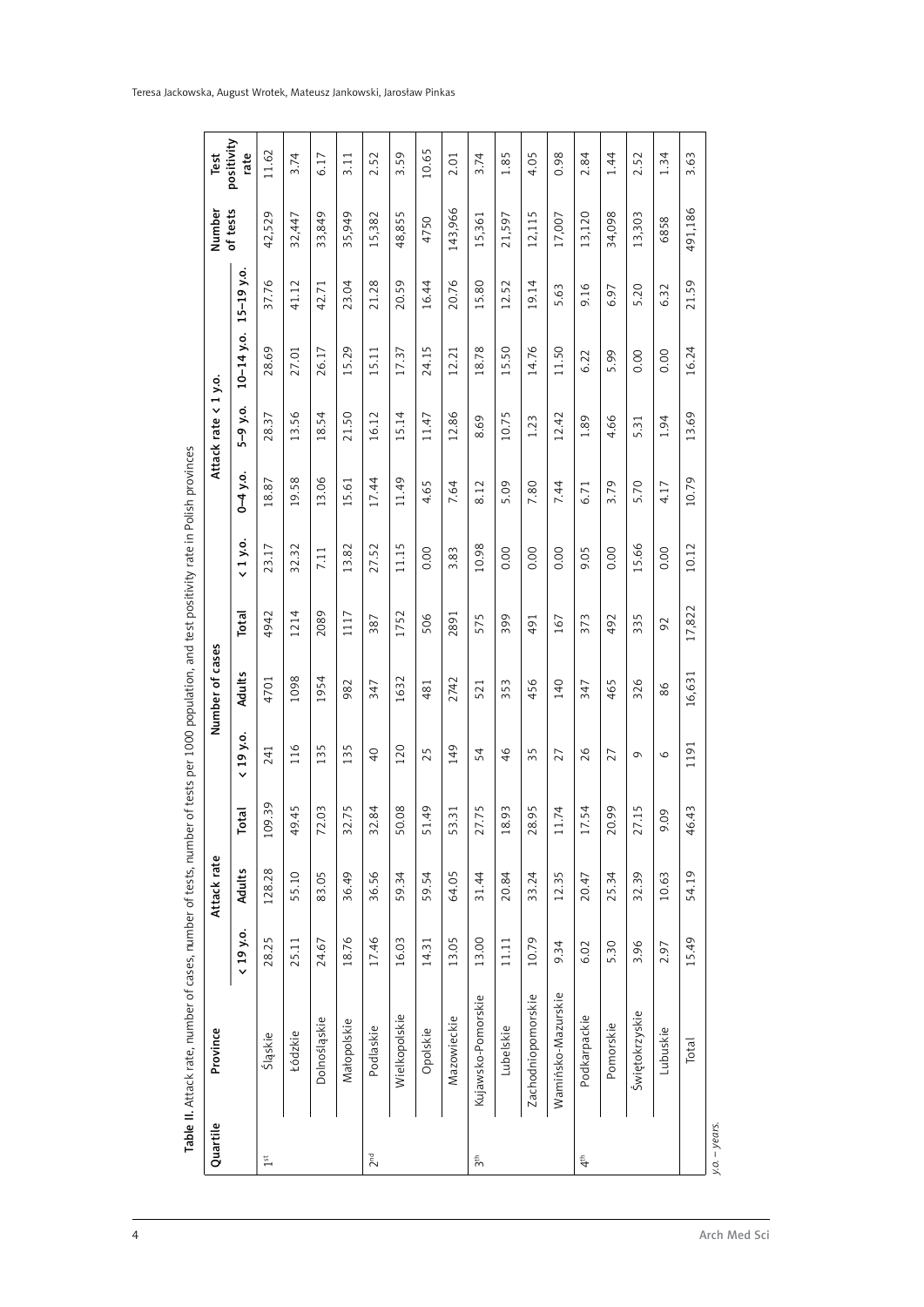**Table II.** Attack rate, number of cases, number of tests, number of tests per 1000 population, and test positivity rate in Polish provinces

| Quartile | Province | Attack rate | | | Number of cases | | | Attack rate < 1 y.o. | | | | | Number of tests | Test positivity rate |
|---|---|---|---|---|---|---|---|---|---|---|---|---|---|---|
| | | < 19 y.o. | Adults | Total | < 19 y.o. | Adults | Total | < 1 y.o. | 0–4 y.o. | 5–9 y.o. | 10–14 y.o. | 15–19 y.o. | | |
| 1st | Śląskie | 28.25 | 128.28 | 109.39 | 241 | 4701 | 4942 | 23.17 | 18.87 | 28.37 | 28.69 | 37.76 | 42,529 | 11.62 |
| | Łódzkie | 25.11 | 55.10 | 49.45 | 116 | 1098 | 1214 | 32.32 | 19.58 | 13.56 | 27.01 | 41.12 | 32,447 | 3.74 |
| | Dolnośląskie | 24.67 | 83.05 | 72.03 | 135 | 1954 | 2089 | 7.11 | 13.06 | 18.54 | 26.17 | 42.71 | 33,849 | 6.17 |
| | Małopolskie | 18.76 | 36.49 | 32.75 | 135 | 982 | 1117 | 13.82 | 15.61 | 21.50 | 15.29 | 23.04 | 35,949 | 3.11 |
| 2nd | Podlaskie | 17.46 | 36.56 | 32.84 | 40 | 347 | 387 | 27.52 | 17.44 | 16.12 | 15.11 | 21.28 | 15,382 | 2.52 |
| | Wielkopolskie | 16.03 | 59.34 | 50.08 | 120 | 1632 | 1752 | 11.15 | 11.49 | 15.14 | 17.37 | 20.59 | 48,855 | 3.59 |
| | Opolskie | 14.31 | 59.54 | 51.49 | 25 | 481 | 506 | 0.00 | 4.65 | 11.47 | 24.15 | 16.44 | 4750 | 10.65 |
| | Mazowieckie | 13.05 | 64.05 | 53.31 | 149 | 2742 | 2891 | 3.83 | 7.64 | 12.86 | 12.21 | 20.76 | 143,966 | 2.01 |
| 3th | Kujawsko-Pomorskie | 13.00 | 31.44 | 27.75 | 54 | 521 | 575 | 10.98 | 8.12 | 8.69 | 18.78 | 15.80 | 15,361 | 3.74 |
| | Lubelskie | 11.11 | 20.84 | 18.93 | 46 | 353 | 399 | 0.00 | 5.09 | 10.75 | 15.50 | 12.52 | 21,597 | 1.85 |
| | Zachodniopomorskie | 10.79 | 33.24 | 28.95 | 35 | 456 | 491 | 0.00 | 7.80 | 1.23 | 14.76 | 19.14 | 12,115 | 4.05 |
| | Wamińsko-Mazurskie | 9.34 | 12.35 | 11.74 | 27 | 140 | 167 | 0.00 | 7.44 | 12.42 | 11.50 | 5.63 | 17,007 | 0.98 |
| 4th | Podkarpackie | 6.02 | 20.47 | 17.54 | 26 | 347 | 373 | 9.05 | 6.71 | 1.89 | 6.22 | 9.16 | 13,120 | 2.84 |
| | Pomorskie | 5.30 | 25.34 | 20.99 | 27 | 465 | 492 | 0.00 | 3.79 | 4.66 | 5.99 | 6.97 | 34,098 | 1.44 |
| | Świętokrzyskie | 3.96 | 32.39 | 27.15 | 9 | 326 | 335 | 15.66 | 5.70 | 5.31 | 0.00 | 5.20 | 13,303 | 2.52 |
| | Lubuskie | 2.97 | 10.63 | 9.09 | 6 | 86 | 92 | 0.00 | 4.17 | 1.94 | 0.00 | 6.32 | 6858 | 1.34 |
| | Total | 15.49 | 54.19 | 46.43 | 1191 | 16,631 | 17,822 | 10.12 | 10.79 | 13.69 | 16.24 | 21.59 | 491,186 | 3.63 |

*y.o. – years.*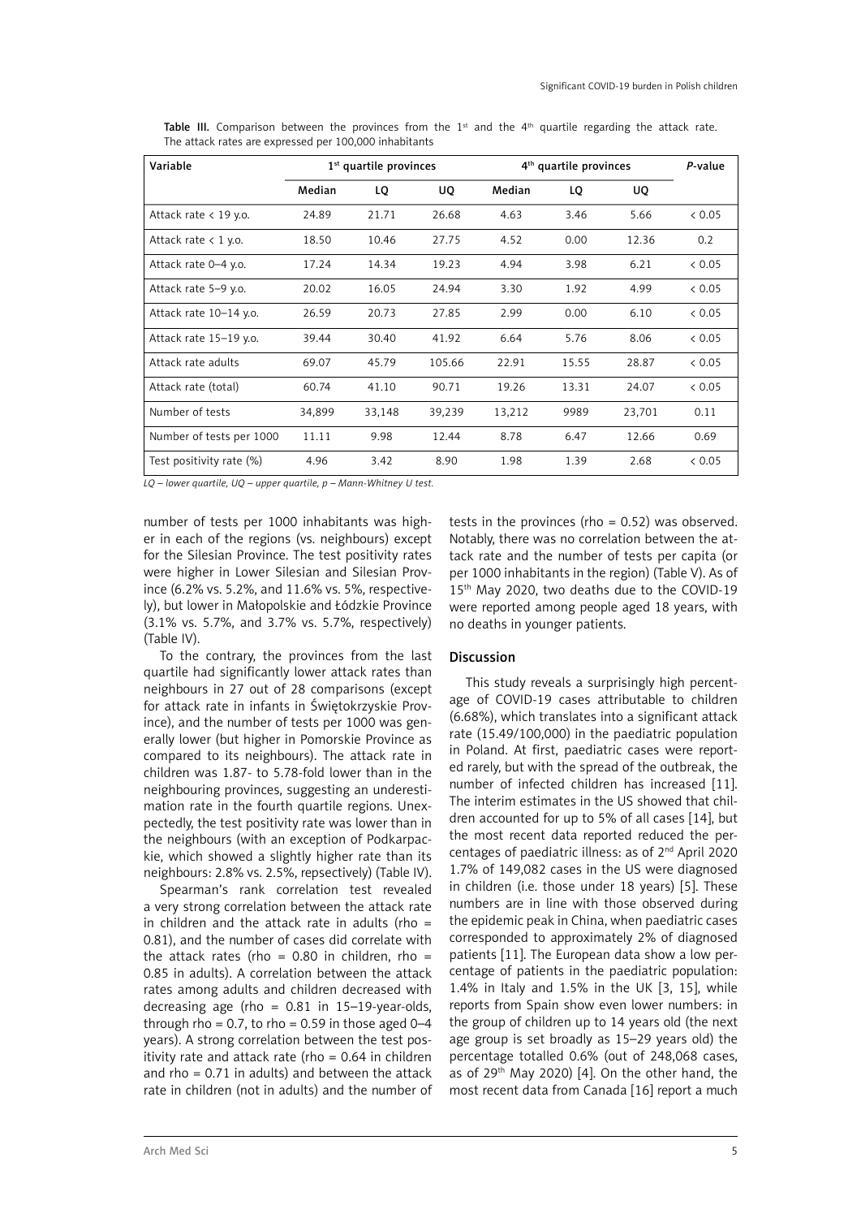**Table III.** Comparison between the provinces from the 1st and the 4th quartile regarding the attack rate. The attack rates are expressed per 100,000 inhabitants

| Variable | 1st quartile provinces | | | 4th quartile provinces | | | *P*-value |
|---|---|---|---|---|---|---|---|
| | Median | LQ | UQ | Median | LQ | UQ | |
| Attack rate < 19 y.o. | 24.89 | 21.71 | 26.68 | 4.63 | 3.46 | 5.66 | < 0.05 |
| Attack rate < 1 y.o. | 18.50 | 10.46 | 27.75 | 4.52 | 0.00 | 12.36 | 0.2 |
| Attack rate 0–4 y.o. | 17.24 | 14.34 | 19.23 | 4.94 | 3.98 | 6.21 | < 0.05 |
| Attack rate 5–9 y.o. | 20.02 | 16.05 | 24.94 | 3.30 | 1.92 | 4.99 | < 0.05 |
| Attack rate 10–14 y.o. | 26.59 | 20.73 | 27.85 | 2.99 | 0.00 | 6.10 | < 0.05 |
| Attack rate 15–19 y.o. | 39.44 | 30.40 | 41.92 | 6.64 | 5.76 | 8.06 | < 0.05 |
| Attack rate adults | 69.07 | 45.79 | 105.66 | 22.91 | 15.55 | 28.87 | < 0.05 |
| Attack rate (total) | 60.74 | 41.10 | 90.71 | 19.26 | 13.31 | 24.07 | < 0.05 |
| Number of tests | 34,899 | 33,148 | 39,239 | 13,212 | 9989 | 23,701 | 0.11 |
| Number of tests per 1000 | 11.11 | 9.98 | 12.44 | 8.78 | 6.47 | 12.66 | 0.69 |
| Test positivity rate (%) | 4.96 | 3.42 | 8.90 | 1.98 | 1.39 | 2.68 | < 0.05 |

*LQ – lower quartile, UQ – upper quartile, p – Mann-Whitney U test.*

number of tests per 1000 inhabitants was higher in each of the regions (vs. neighbours) except for the Silesian Province. The test positivity rates were higher in Lower Silesian and Silesian Province (6.2% vs. 5.2%, and 11.6% vs. 5%, respectively), but lower in Małopolskie and Łódzkie Province (3.1% vs. 5.7%, and 3.7% vs. 5.7%, respectively) (Table IV).

To the contrary, the provinces from the last quartile had significantly lower attack rates than neighbours in 27 out of 28 comparisons (except for attack rate in infants in Świętokrzyskie Province), and the number of tests per 1000 was generally lower (but higher in Pomorskie Province as compared to its neighbours). The attack rate in children was 1.87- to 5.78-fold lower than in the neighbouring provinces, suggesting an underestimation rate in the fourth quartile regions. Unexpectedly, the test positivity rate was lower than in the neighbours (with an exception of Podkarpackie, which showed a slightly higher rate than its neighbours: 2.8% vs. 2.5%, repsectively) (Table IV).

Spearman's rank correlation test revealed a very strong correlation between the attack rate in children and the attack rate in adults (rho = 0.81), and the number of cases did correlate with the attack rates (rho = 0.80 in children, rho = 0.85 in adults). A correlation between the attack rates among adults and children decreased with decreasing age (rho = 0.81 in 15–19-year-olds, through rho = 0.7, to rho = 0.59 in those aged 0–4 years). A strong correlation between the test positivity rate and attack rate (rho = 0.64 in children and rho = 0.71 in adults) and between the attack rate in children (not in adults) and the number of tests in the provinces (rho = 0.52) was observed. Notably, there was no correlation between the attack rate and the number of tests per capita (or per 1000 inhabitants in the region) (Table V). As of 15th May 2020, two deaths due to the COVID-19 were reported among people aged 18 years, with no deaths in younger patients.

## Discussion

This study reveals a surprisingly high percentage of COVID-19 cases attributable to children (6.68%), which translates into a significant attack rate (15.49/100,000) in the paediatric population in Poland. At first, paediatric cases were reported rarely, but with the spread of the outbreak, the number of infected children has increased [11]. The interim estimates in the US showed that children accounted for up to 5% of all cases [14], but the most recent data reported reduced the percentages of paediatric illness: as of 2nd April 2020 1.7% of 149,082 cases in the US were diagnosed in children (i.e. those under 18 years) [5]. These numbers are in line with those observed during the epidemic peak in China, when paediatric cases corresponded to approximately 2% of diagnosed patients [11]. The European data show a low percentage of patients in the paediatric population: 1.4% in Italy and 1.5% in the UK [3, 15], while reports from Spain show even lower numbers: in the group of children up to 14 years old (the next age group is set broadly as 15–29 years old) the percentage totalled 0.6% (out of 248,068 cases, as of 29th May 2020) [4]. On the other hand, the most recent data from Canada [16] report a much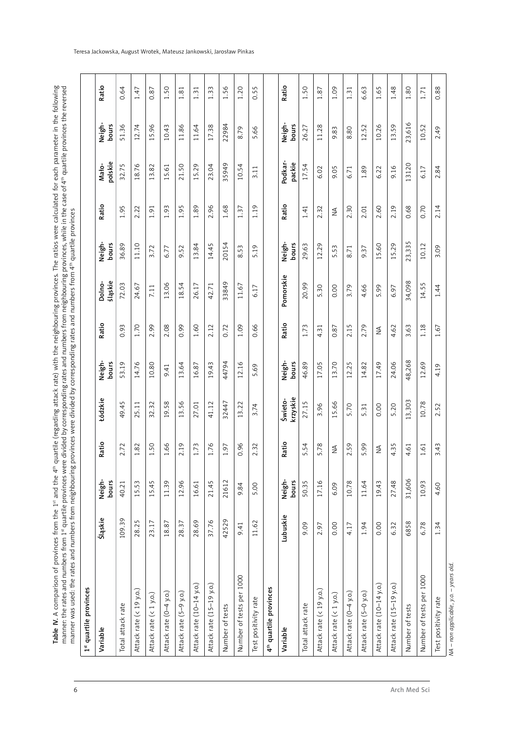**Table IV.** A comparison of provinces from the 1st and the 4th quartile (regarding attack rate) with the neighbouring provinces. The ratios were calculated for each parameter in the following manner: the rates and numbers from 1st quartile provinces were divided by corresponding rates and numbers from neighbouring provinces, while in the case of 4th quartile provinces the reversed manner was used: the rates and numbers from neighbouring provinces were divided by corresponding rates and numbers from 4th quartile provinces

| **1st quartile provinces** | | | | | | | | | | | | |
|---|---|---|---|---|---|---|---|---|---|---|---|---|
| **Variable** | **Śląskie** | **Neighbours** | **Ratio** | **Łódzkie** | **Neighbours** | **Ratio** | **Dolnośląskie** | **Neighbours** | **Ratio** | **Małopolskie** | **Neighbours** | **Ratio** |
| Total attack rate | 109.39 | 40.21 | 2.72 | 49.45 | 53.19 | 0.93 | 72.03 | 36.89 | 1.95 | 32.75 | 51.36 | 0.64 |
| Attack rate (< 19 y.o.) | 28.25 | 15.53 | 1.82 | 25.11 | 14.76 | 1.70 | 24.67 | 11.10 | 2.22 | 18.76 | 12.74 | 1.47 |
| Attack rate (< 1 y.o.) | 23.17 | 15.45 | 1.50 | 32.32 | 10.80 | 2.99 | 7.11 | 3.72 | 1.91 | 13.82 | 15.96 | 0.87 |
| Attack rate (0–4 y.o.) | 18.87 | 11.39 | 1.66 | 19.58 | 9.41 | 2.08 | 13.06 | 6.77 | 1.93 | 15.61 | 10.43 | 1.50 |
| Attack rate (5–9 y.o.) | 28.37 | 12.96 | 2.19 | 13.56 | 13.64 | 0.99 | 18.54 | 9.52 | 1.95 | 21.50 | 11.86 | 1.81 |
| Attack rate (10–14 y.o.) | 28.69 | 16.61 | 1.73 | 27.01 | 16.87 | 1.60 | 26.17 | 13.84 | 1.89 | 15.29 | 11.64 | 1.31 |
| Attack rate (15–19 y.o.) | 37.76 | 21.45 | 1.76 | 41.12 | 19.43 | 2.12 | 42.71 | 14.45 | 2.96 | 23.04 | 17.38 | 1.33 |
| Number of tests | 42529 | 21612 | 1.97 | 32447 | 44794 | 0.72 | 33849 | 20154 | 1.68 | 35949 | 22984 | 1.56 |
| Number of tests per 1000 | 9.41 | 9.84 | 0.96 | 13.22 | 12.16 | 1.09 | 11.67 | 8.53 | 1.37 | 10.54 | 8.79 | 1.20 |
| Test positivity rate | 11.62 | 5.00 | 2.32 | 3.74 | 5.69 | 0.66 | 6.17 | 5.19 | 1.19 | 3.11 | 5.66 | 0.55 |
| **4th quartile provinces** | | | | | | | | | | | | |
| **Variable** | **Lubuskie** | **Neighbours** | **Ratio** | **Świętokrzyskie** | **Neighbours** | **Ratio** | **Pomorskie** | **Neighbours** | **Ratio** | **Podkarpackie** | **Neighbours** | **Ratio** |
| Total attack rate | 9.09 | 50.35 | 5.54 | 27.15 | 46.89 | 1.73 | 20.99 | 29.63 | 1.41 | 17.54 | 26.27 | 1.50 |
| Attack rate (< 19 y.o.) | 2.97 | 17.16 | 5.78 | 3.96 | 17.05 | 4.31 | 5.30 | 12.29 | 2.32 | 6.02 | 11.28 | 1.87 |
| Attack rate (< 1 y.o.) | 0.00 | 6.09 | NA | 15.66 | 13.70 | 0.87 | 0.00 | 5.53 | NA | 9.05 | 9.83 | 1.09 |
| Attack rate (0–4 y.o.) | 4.17 | 10.78 | 2.59 | 5.70 | 12.25 | 2.15 | 3.79 | 8.71 | 2.30 | 6.71 | 8.80 | 1.31 |
| Attack rate (5–0 y.o.) | 1.94 | 11.64 | 5.99 | 5.31 | 14.82 | 2.79 | 4.66 | 9.37 | 2.01 | 1.89 | 12.52 | 6.63 |
| Attack rate (10–14 y.o.) | 0.00 | 19.43 | NA | 0.00 | 17.49 | NA | 5.99 | 15.60 | 2.60 | 6.22 | 10.26 | 1.65 |
| Attack rate (15–19 y.o.) | 6.32 | 27.48 | 4.35 | 5.20 | 24.06 | 4.62 | 6.97 | 15.29 | 2.19 | 9.16 | 13.59 | 1.48 |
| Number of tests | 6858 | 31,606 | 4.61 | 13,303 | 48,268 | 3.63 | 34,098 | 23,335 | 0.68 | 13120 | 23,616 | 1.80 |
| Number of tests per 1000 | 6.78 | 10.93 | 1.61 | 10.78 | 12.69 | 1.18 | 14.55 | 10.12 | 0.70 | 6.17 | 10.52 | 1.71 |
| Test positivity rate | 1.34 | 4.60 | 3.43 | 2.52 | 4.19 | 1.67 | 1.44 | 3.09 | 2.14 | 2.84 | 2.49 | 0.88 |

*NA – non applicable, y.o. – years old.*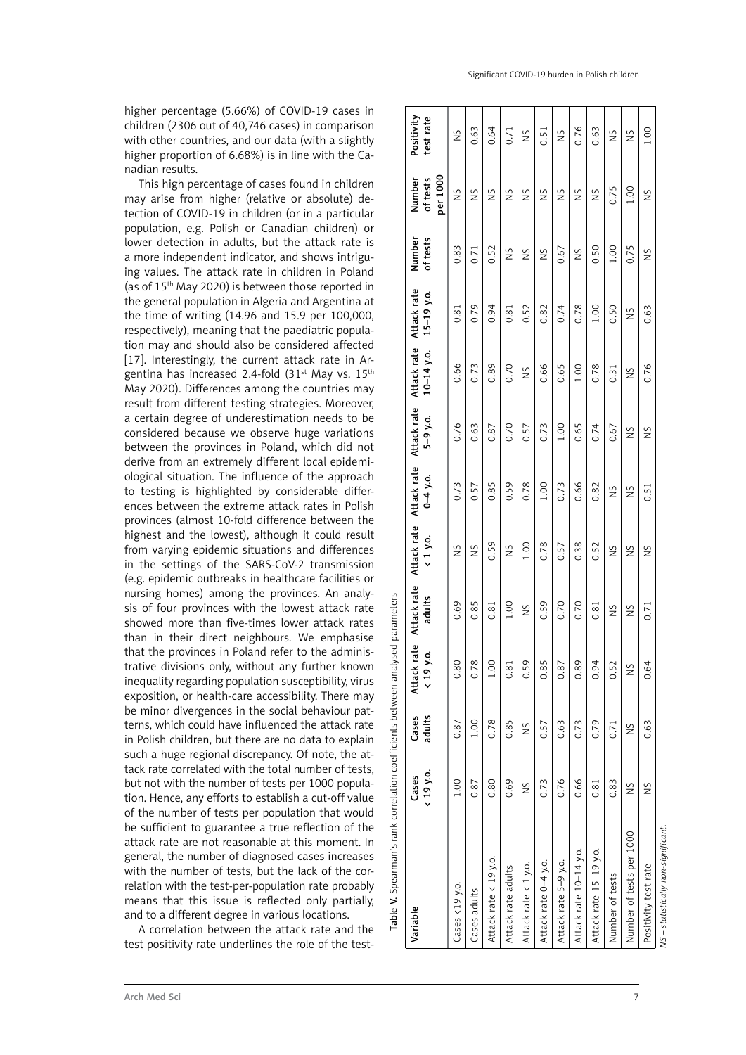higher percentage (5.66%) of COVID-19 cases in children (2306 out of 40,746 cases) in comparison with other countries, and our data (with a slightly higher proportion of 6.68%) is in line with the Canadian results.

This high percentage of cases found in children may arise from higher (relative or absolute) detection of COVID-19 in children (or in a particular population, e.g. Polish or Canadian children) or lower detection in adults, but the attack rate is a more independent indicator, and shows intriguing values. The attack rate in children in Poland (as of 15th May 2020) is between those reported in the general population in Algeria and Argentina at the time of writing (14.96 and 15.9 per 100,000, respectively), meaning that the paediatric population may and should also be considered affected [17]. Interestingly, the current attack rate in Argentina has increased 2.4-fold (31st May vs. 15th May 2020). Differences among the countries may result from different testing strategies. Moreover, a certain degree of underestimation needs to be considered because we observe huge variations between the provinces in Poland, which did not derive from an extremely different local epidemiological situation. The influence of the approach to testing is highlighted by considerable differences between the extreme attack rates in Polish provinces (almost 10-fold difference between the highest and the lowest), although it could result from varying epidemic situations and differences in the settings of the SARS-CoV-2 transmission (e.g. epidemic outbreaks in healthcare facilities or nursing homes) among the provinces. An analysis of four provinces with the lowest attack rate showed more than five-times lower attack rates than in their direct neighbours. We emphasise that the provinces in Poland refer to the administrative divisions only, without any further known inequality regarding population susceptibility, virus exposition, or health-care accessibility. There may be minor divergences in the social behaviour patterns, which could have influenced the attack rate in Polish children, but there are no data to explain such a huge regional discrepancy. Of note, the attack rate correlated with the total number of tests, but not with the number of tests per 1000 population. Hence, any efforts to establish a cut-off value of the number of tests per population that would be sufficient to guarantee a true reflection of the attack rate are not reasonable at this moment. In general, the number of diagnosed cases increases with the number of tests, but the lack of the correlation with the test-per-population rate probably means that this issue is reflected only partially, and to a different degree in various locations.

A correlation between the attack rate and the test positivity rate underlines the role of the test-

**Table V.** Spearman's rank correlation coefficients between analysed parameters

| Variable | Cases < 19 y.o. | Cases adults | Attack rate < 19 y.o. | Attack rate adults | Attack rate < 1 y.o. | Attack rate 0–4 y.o. | Attack rate 5–9 y.o. | Attack rate 10–14 y.o. | Attack rate 15–19 y.o. | Number of tests | Number of tests per 1000 | Positivity test rate |
|---|---|---|---|---|---|---|---|---|---|---|---|---|
| Cases < 19 y.o. | 1.00 | 0.87 | 0.80 | 0.69 | NS | 0.73 | 0.76 | 0.66 | 0.81 | 0.83 | NS | NS |
| Cases adults | 0.87 | 1.00 | 0.78 | 0.85 | NS | 0.57 | 0.63 | 0.73 | 0.79 | 0.71 | NS | 0.63 |
| Attack rate < 19 y.o. | 0.80 | 0.78 | 1.00 | 0.81 | 0.59 | 0.85 | 0.87 | 0.89 | 0.94 | 0.52 | NS | 0.64 |
| Attack rate adults | 0.69 | 0.85 | 0.81 | 1.00 | NS | 0.59 | 0.70 | 0.70 | 0.81 | NS | NS | 0.71 |
| Attack rate < 1 y.o. | NS | NS | 0.59 | NS | 1.00 | 0.78 | 0.57 | NS | 0.52 | NS | NS | NS |
| Attack rate 0–4 y.o. | 0.73 | 0.57 | 0.85 | 0.59 | 0.78 | 1.00 | 0.73 | 0.66 | 0.82 | NS | NS | 0.51 |
| Attack rate 5–9 y.o. | 0.76 | 0.63 | 0.87 | 0.70 | 0.57 | 0.73 | 1.00 | 0.65 | 0.74 | 0.67 | NS | NS |
| Attack rate 10–14 y.o. | 0.66 | 0.73 | 0.89 | 0.70 | 0.38 | 0.66 | 0.65 | 1.00 | 0.78 | NS | NS | 0.76 |
| Attack rate 15–19 y.o. | 0.81 | 0.79 | 0.94 | 0.81 | 0.52 | 0.82 | 0.74 | 0.78 | 1.00 | 0.50 | NS | 0.63 |
| Number of tests | 0.83 | 0.71 | 0.52 | NS | NS | NS | 0.67 | 0.31 | 0.50 | 1.00 | 0.75 | NS |
| Number of tests per 1000 | NS | NS | NS | NS | NS | NS | NS | NS | NS | 0.75 | 1.00 | NS |
| Positivity test rate | NS | 0.63 | 0.64 | 0.71 | NS | 0.51 | NS | 0.76 | 0.63 | NS | NS | 1.00 |

*NS – statistically non-significant.*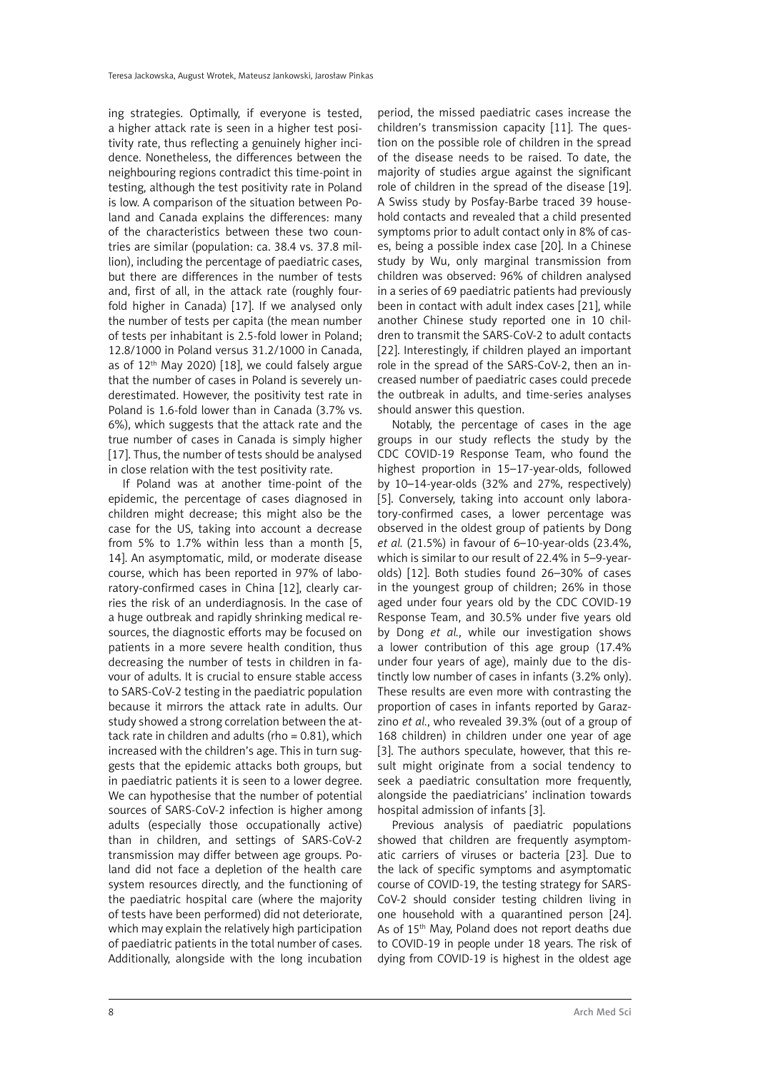ing strategies. Optimally, if everyone is tested, a higher attack rate is seen in a higher test positivity rate, thus reflecting a genuinely higher incidence. Nonetheless, the differences between the neighbouring regions contradict this time-point in testing, although the test positivity rate in Poland is low. A comparison of the situation between Poland and Canada explains the differences: many of the characteristics between these two countries are similar (population: ca. 38.4 vs. 37.8 million), including the percentage of paediatric cases, but there are differences in the number of tests and, first of all, in the attack rate (roughly fourfold higher in Canada) [17]. If we analysed only the number of tests per capita (the mean number of tests per inhabitant is 2.5-fold lower in Poland; 12.8/1000 in Poland versus 31.2/1000 in Canada, as of 12th May 2020) [18], we could falsely argue that the number of cases in Poland is severely underestimated. However, the positivity test rate in Poland is 1.6-fold lower than in Canada (3.7% vs. 6%), which suggests that the attack rate and the true number of cases in Canada is simply higher [17]. Thus, the number of tests should be analysed in close relation with the test positivity rate.

If Poland was at another time-point of the epidemic, the percentage of cases diagnosed in children might decrease; this might also be the case for the US, taking into account a decrease from 5% to 1.7% within less than a month [5, 14]. An asymptomatic, mild, or moderate disease course, which has been reported in 97% of laboratory-confirmed cases in China [12], clearly carries the risk of an underdiagnosis. In the case of a huge outbreak and rapidly shrinking medical resources, the diagnostic efforts may be focused on patients in a more severe health condition, thus decreasing the number of tests in children in favour of adults. It is crucial to ensure stable access to SARS-CoV-2 testing in the paediatric population because it mirrors the attack rate in adults. Our study showed a strong correlation between the attack rate in children and adults (rho = 0.81), which increased with the children's age. This in turn suggests that the epidemic attacks both groups, but in paediatric patients it is seen to a lower degree. We can hypothesise that the number of potential sources of SARS-CoV-2 infection is higher among adults (especially those occupationally active) than in children, and settings of SARS-CoV-2 transmission may differ between age groups. Poland did not face a depletion of the health care system resources directly, and the functioning of the paediatric hospital care (where the majority of tests have been performed) did not deteriorate, which may explain the relatively high participation of paediatric patients in the total number of cases. Additionally, alongside with the long incubation period, the missed paediatric cases increase the children's transmission capacity [11]. The question on the possible role of children in the spread of the disease needs to be raised. To date, the majority of studies argue against the significant role of children in the spread of the disease [19]. A Swiss study by Posfay-Barbe traced 39 household contacts and revealed that a child presented symptoms prior to adult contact only in 8% of cases, being a possible index case [20]. In a Chinese study by Wu, only marginal transmission from children was observed: 96% of children analysed in a series of 69 paediatric patients had previously been in contact with adult index cases [21], while another Chinese study reported one in 10 children to transmit the SARS-CoV-2 to adult contacts [22]. Interestingly, if children played an important role in the spread of the SARS-CoV-2, then an increased number of paediatric cases could precede the outbreak in adults, and time-series analyses should answer this question.

Notably, the percentage of cases in the age groups in our study reflects the study by the CDC COVID-19 Response Team, who found the highest proportion in 15–17-year-olds, followed by 10–14-year-olds (32% and 27%, respectively) [5]. Conversely, taking into account only laboratory-confirmed cases, a lower percentage was observed in the oldest group of patients by Dong *et al.* (21.5%) in favour of 6–10-year-olds (23.4%, which is similar to our result of 22.4% in 5–9-year-olds) [12]. Both studies found 26–30% of cases in the youngest group of children; 26% in those aged under four years old by the CDC COVID-19 Response Team, and 30.5% under five years old by Dong *et al.*, while our investigation shows a lower contribution of this age group (17.4% under four years of age), mainly due to the distinctly low number of cases in infants (3.2% only). These results are even more with contrasting the proportion of cases in infants reported by Garazzino *et al.*, who revealed 39.3% (out of a group of 168 children) in children under one year of age [3]. The authors speculate, however, that this result might originate from a social tendency to seek a paediatric consultation more frequently, alongside the paediatricians' inclination towards hospital admission of infants [3].

Previous analysis of paediatric populations showed that children are frequently asymptomatic carriers of viruses or bacteria [23]. Due to the lack of specific symptoms and asymptomatic course of COVID-19, the testing strategy for SARS-CoV-2 should consider testing children living in one household with a quarantined person [24]. As of 15th May, Poland does not report deaths due to COVID-19 in people under 18 years. The risk of dying from COVID-19 is highest in the oldest age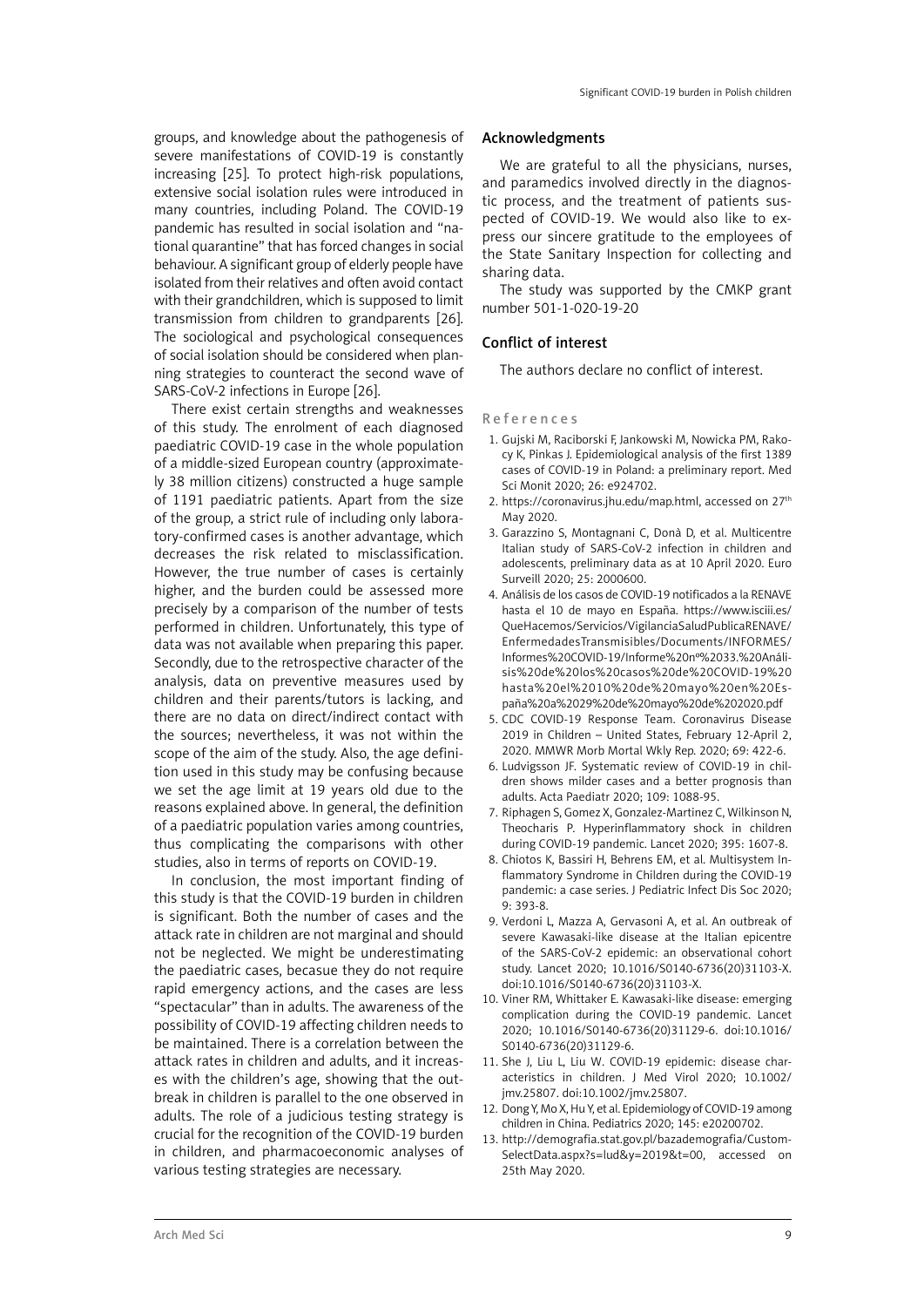groups, and knowledge about the pathogenesis of severe manifestations of COVID-19 is constantly increasing [25]. To protect high-risk populations, extensive social isolation rules were introduced in many countries, including Poland. The COVID-19 pandemic has resulted in social isolation and "national quarantine" that has forced changes in social behaviour. A significant group of elderly people have isolated from their relatives and often avoid contact with their grandchildren, which is supposed to limit transmission from children to grandparents [26]. The sociological and psychological consequences of social isolation should be considered when planning strategies to counteract the second wave of SARS-CoV-2 infections in Europe [26].

There exist certain strengths and weaknesses of this study. The enrolment of each diagnosed paediatric COVID-19 case in the whole population of a middle-sized European country (approximately 38 million citizens) constructed a huge sample of 1191 paediatric patients. Apart from the size of the group, a strict rule of including only laboratory-confirmed cases is another advantage, which decreases the risk related to misclassification. However, the true number of cases is certainly higher, and the burden could be assessed more precisely by a comparison of the number of tests performed in children. Unfortunately, this type of data was not available when preparing this paper. Secondly, due to the retrospective character of the analysis, data on preventive measures used by children and their parents/tutors is lacking, and there are no data on direct/indirect contact with the sources; nevertheless, it was not within the scope of the aim of the study. Also, the age definition used in this study may be confusing because we set the age limit at 19 years old due to the reasons explained above. In general, the definition of a paediatric population varies among countries, thus complicating the comparisons with other studies, also in terms of reports on COVID-19.

In conclusion, the most important finding of this study is that the COVID-19 burden in children is significant. Both the number of cases and the attack rate in children are not marginal and should not be neglected. We might be underestimating the paediatric cases, becasue they do not require rapid emergency actions, and the cases are less "spectacular" than in adults. The awareness of the possibility of COVID-19 affecting children needs to be maintained. There is a correlation between the attack rates in children and adults, and it increases with the children's age, showing that the outbreak in children is parallel to the one observed in adults. The role of a judicious testing strategy is crucial for the recognition of the COVID-19 burden in children, and pharmacoeconomic analyses of various testing strategies are necessary.

## Acknowledgments

We are grateful to all the physicians, nurses, and paramedics involved directly in the diagnostic process, and the treatment of patients suspected of COVID-19. We would also like to express our sincere gratitude to the employees of the State Sanitary Inspection for collecting and sharing data.

The study was supported by the CMKP grant number 501-1-020-19-20

## Conflict of interest

The authors declare no conflict of interest.

## References

1. Gujski M, Raciborski F, Jankowski M, Nowicka PM, Rakocy K, Pinkas J. Epidemiological analysis of the first 1389 cases of COVID-19 in Poland: a preliminary report. Med Sci Monit 2020; 26: e924702.
2. https://coronavirus.jhu.edu/map.html, accessed on 27th May 2020.
3. Garazzino S, Montagnani C, Donà D, et al. Multicentre Italian study of SARS-CoV-2 infection in children and adolescents, preliminary data as at 10 April 2020. Euro Surveill 2020; 25: 2000600.
4. Análisis de los casos de COVID-19 notificados a la RENAVE hasta el 10 de mayo en España. https://www.isciii.es/QueHacemos/Servicios/VigilanciaSaludPublicaRENAVE/EnfermedadesTransmisibles/Documents/INFORMES/Informes%20COVID-19/Informe%20nº%2033.%20Análisis%20de%20los%20casos%20de%20COVID-19%20hasta%20el%2010%20de%20mayo%20en%20España%20a%2029%20de%20mayo%20de%202020.pdf
5. CDC COVID-19 Response Team. Coronavirus Disease 2019 in Children – United States, February 12-April 2, 2020. MMWR Morb Mortal Wkly Rep. 2020; 69: 422-6.
6. Ludvigsson JF. Systematic review of COVID-19 in children shows milder cases and a better prognosis than adults. Acta Paediatr 2020; 109: 1088-95.
7. Riphagen S, Gomez X, Gonzalez-Martinez C, Wilkinson N, Theocharis P. Hyperinflammatory shock in children during COVID-19 pandemic. Lancet 2020; 395: 1607-8.
8. Chiotos K, Bassiri H, Behrens EM, et al. Multisystem Inflammatory Syndrome in Children during the COVID-19 pandemic: a case series. J Pediatric Infect Dis Soc 2020; 9: 393-8.
9. Verdoni L, Mazza A, Gervasoni A, et al. An outbreak of severe Kawasaki-like disease at the Italian epicentre of the SARS-CoV-2 epidemic: an observational cohort study. Lancet 2020; 10.1016/S0140-6736(20)31103-X. doi:10.1016/S0140-6736(20)31103-X.
10. Viner RM, Whittaker E. Kawasaki-like disease: emerging complication during the COVID-19 pandemic. Lancet 2020; 10.1016/S0140-6736(20)31129-6. doi:10.1016/S0140-6736(20)31129-6.
11. She J, Liu L, Liu W. COVID-19 epidemic: disease characteristics in children. J Med Virol 2020; 10.1002/jmv.25807. doi:10.1002/jmv.25807.
12. Dong Y, Mo X, Hu Y, et al. Epidemiology of COVID-19 among children in China. Pediatrics 2020; 145: e20200702.
13. http://demografia.stat.gov.pl/bazademografia/CustomSelectData.aspx?s=lud&y=2019&t=00, accessed on 25th May 2020.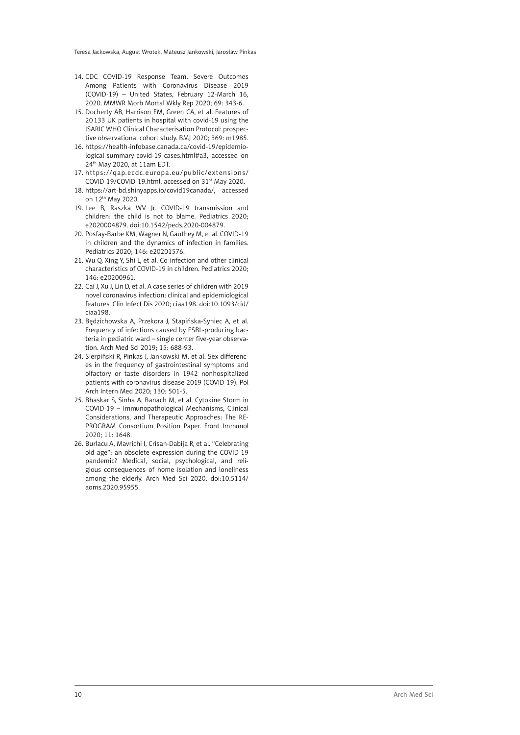14. CDC COVID-19 Response Team. Severe Outcomes Among Patients with Coronavirus Disease 2019 (COVID-19) – United States, February 12-March 16, 2020. MMWR Morb Mortal Wkly Rep 2020; 69: 343-6.
15. Docherty AB, Harrison EM, Green CA, et al. Features of 20 133 UK patients in hospital with covid-19 using the ISARIC WHO Clinical Characterisation Protocol: prospective observational cohort study. BMJ 2020; 369: m1985.
16. https://health-infobase.canada.ca/covid-19/epidemiological-summary-covid-19-cases.html#a3, accessed on 24th May 2020, at 11am EDT.
17. https://qap.ecdc.europa.eu/public/extensions/COVID-19/COVID-19.html, accessed on 31st May 2020.
18. https://art-bd.shinyapps.io/covid19canada/, accessed on 12th May 2020.
19. Lee B, Raszka WV Jr. COVID-19 transmission and children: the child is not to blame. Pediatrics 2020; e2020004879. doi:10.1542/peds.2020-004879.
20. Posfay-Barbe KM, Wagner N, Gauthey M, et al. COVID-19 in children and the dynamics of infection in families. Pediatrics 2020; 146: e20201576.
21. Wu Q, Xing Y, Shi L, et al. Co-infection and other clinical characteristics of COVID-19 in children. Pediatrics 2020; 146: e20200961.
22. Cai J, Xu J, Lin D, et al. A case series of children with 2019 novel coronavirus infection: clinical and epidemiological features. Clin Infect Dis 2020; ciaa198. doi:10.1093/cid/ciaa198.
23. Będzichowska A, Przekora J, Stapińska-Syniec A, et al. Frequency of infections caused by ESBL-producing bacteria in pediatric ward – single center five-year observation. Arch Med Sci 2019; 15: 688-93.
24. Sierpiński R, Pinkas J, Jankowski M, et al. Sex differences in the frequency of gastrointestinal symptoms and olfactory or taste disorders in 1942 nonhospitalized patients with coronavirus disease 2019 (COVID-19). Pol Arch Intern Med 2020; 130: 501-5.
25. Bhaskar S, Sinha A, Banach M, et al. Cytokine Storm in COVID-19 – Immunopathological Mechanisms, Clinical Considerations, and Therapeutic Approaches: The REPROGRAM Consortium Position Paper. Front Immunol 2020; 11: 1648.
26. Burlacu A, Mavrichi I, Crisan-Dabija R, et al. "Celebrating old age": an obsolete expression during the COVID-19 pandemic? Medical, social, psychological, and religious consequences of home isolation and loneliness among the elderly. Arch Med Sci 2020. doi:10.5114/aoms.2020.95955.